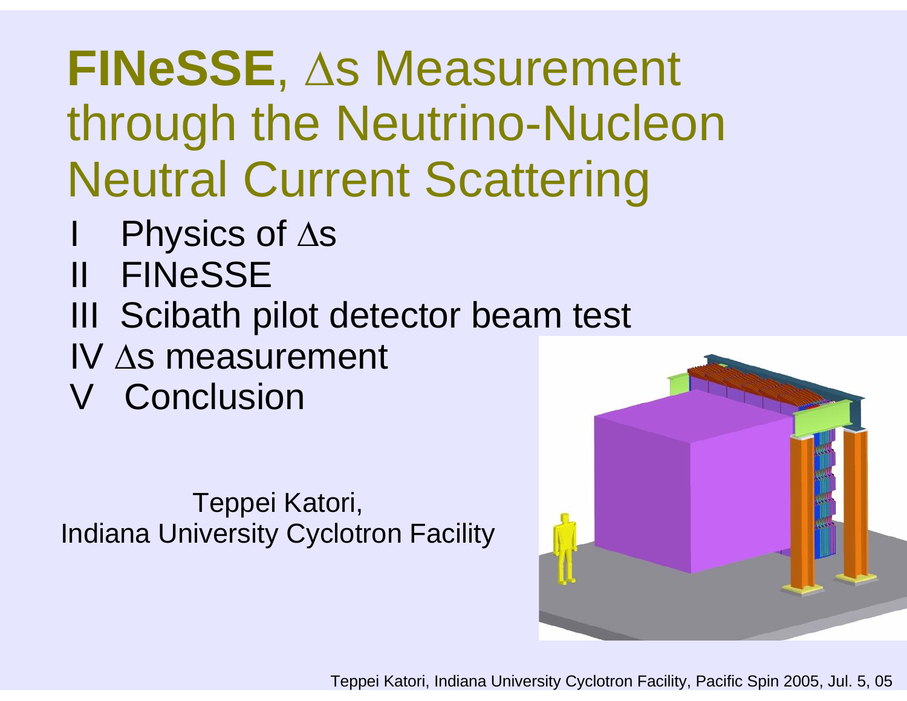# **FINeSSE**, $\Delta s$ Measurement through the Neutrino-Nucleon Neutral Current Scattering

I Physics of $\Delta s$

II FINeSSE

III Scibath pilot detector beam test

IV $\Delta s$ measurement

V Conclusion

Teppei Katori,
Indiana University Cyclotron Facility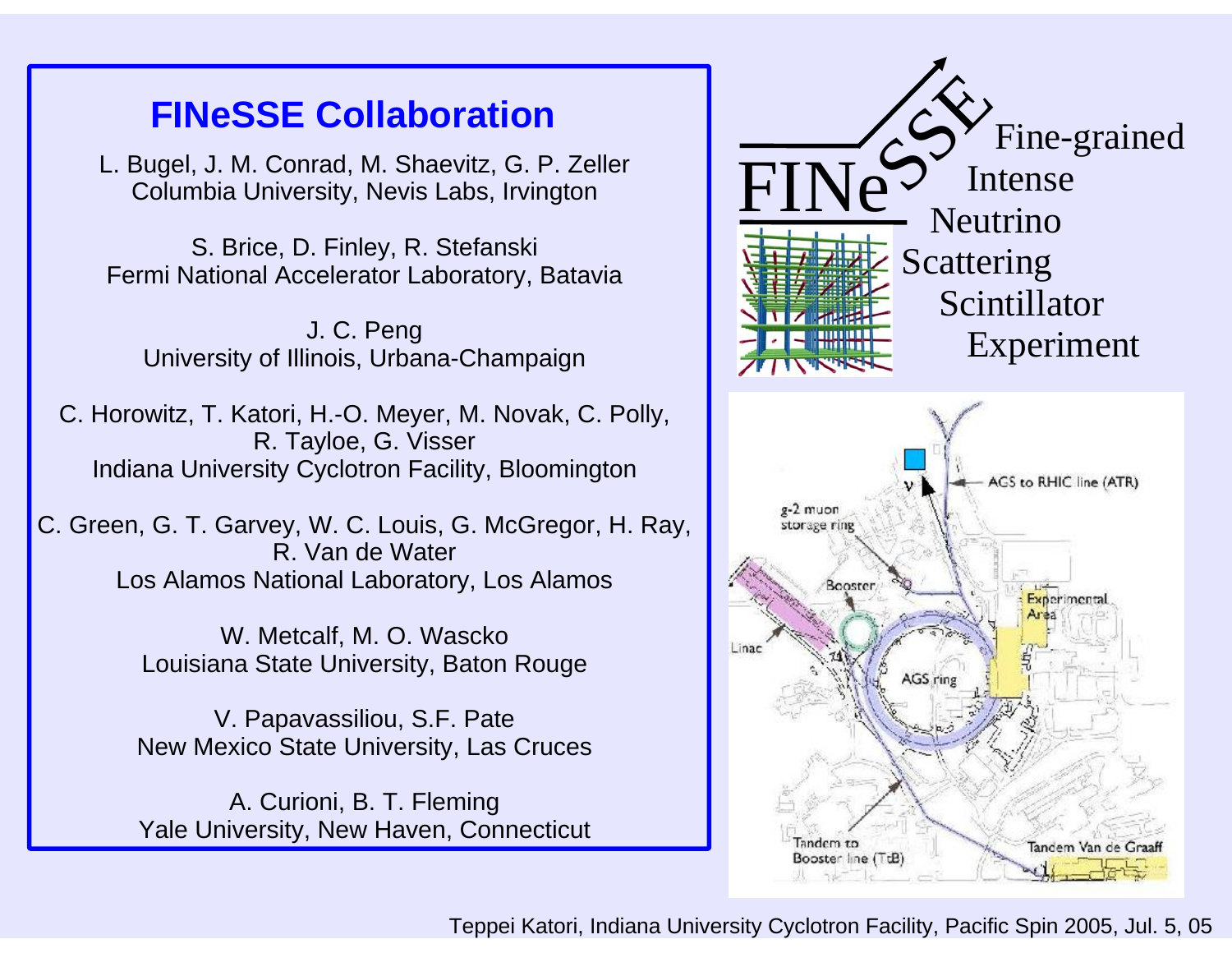## FINeSSE Collaboration

L. Bugel, J. M. Conrad, M. Shaevitz, G. P. Zeller
Columbia University, Nevis Labs, Irvington

S. Brice, D. Finley, R. Stefanski
Fermi National Accelerator Laboratory, Batavia

J. C. Peng
University of Illinois, Urbana-Champaign

C. Horowitz, T. Katori, H.-O. Meyer, M. Novak, C. Polly, R. Tayloe, G. Visser
Indiana University Cyclotron Facility, Bloomington

C. Green, G. T. Garvey, W. C. Louis, G. McGregor, H. Ray, R. Van de Water
Los Alamos National Laboratory, Los Alamos

W. Metcalf, M. O. Wascko
Louisiana State University, Baton Rouge

V. Papavassiliou, S.F. Pate
New Mexico State University, Las Cruces

A. Curioni, B. T. Fleming
Yale University, New Haven, Connecticut

FINeSSE

Fine-grained
Intense
Neutrino
Scattering
Scintillator
Experiment

$\nu$

AGS to RHIC line (ATR)

g-2 muon storage ring

Booster

Experimental Area

Linac

AGS ring

Tandem to Booster line (TtB)

Tandem Van de Graaff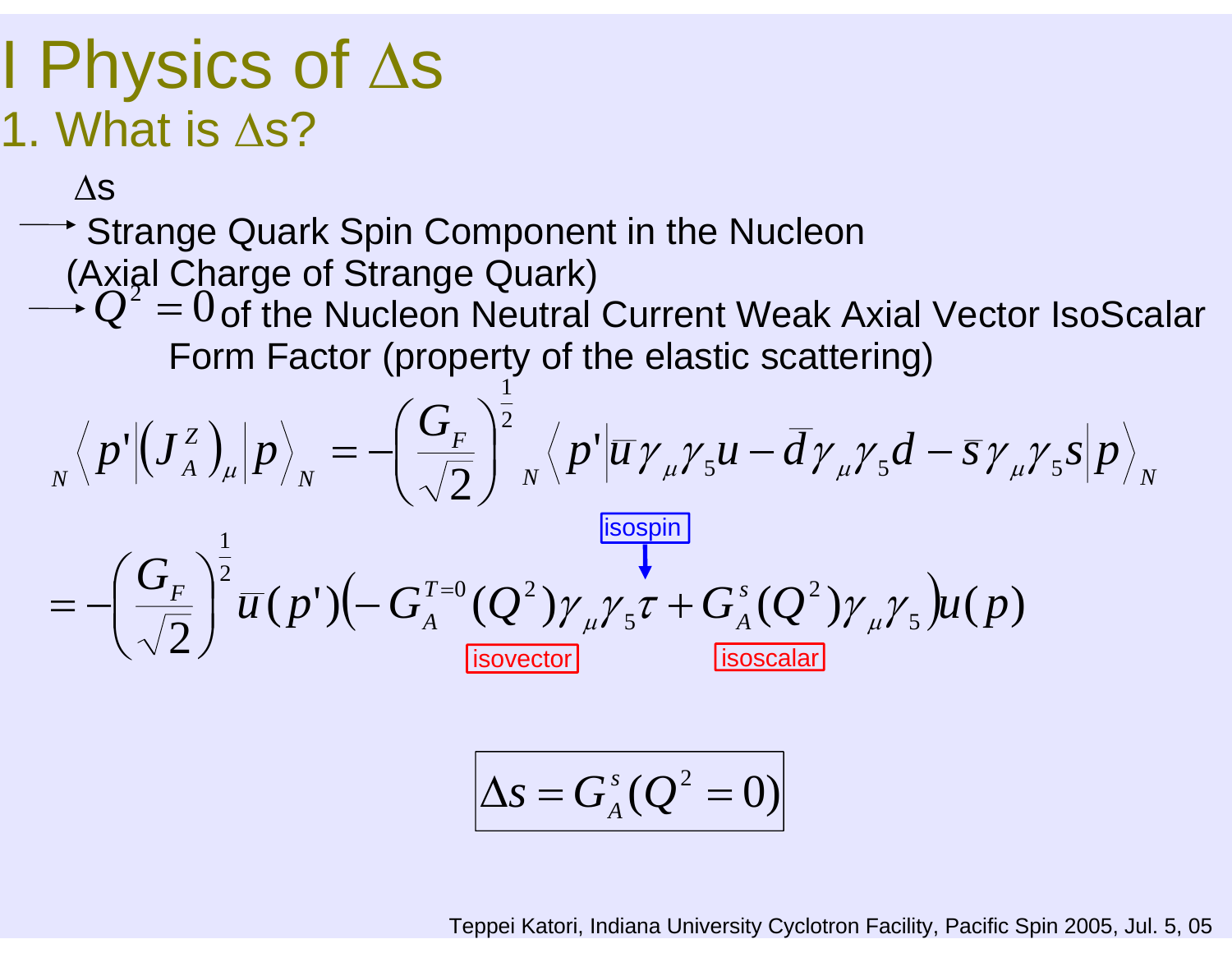# I Physics of Δs

## 1. What is Δs?

Δs

→ Strange Quark Spin Component in the Nucleon

(Axial Charge of Strange Quark)

→ $Q^2 = 0$ of the Nucleon Neutral Current Weak Axial Vector IsoScalar Form Factor (property of the elastic scattering)

$$
{}_N\langle p' | (J_A^Z)_\mu | p \rangle_N = -\left(\frac{G_F}{\sqrt{2}}\right)^{\frac{1}{2}} {}_N\langle p' | \bar{u}\gamma_\mu\gamma_5 u - \bar{d}\gamma_\mu\gamma_5 d - \bar{s}\gamma_\mu\gamma_5 s | p \rangle_N
$$

$$
= -\left(\frac{G_F}{\sqrt{2}}\right)^{\frac{1}{2}} \bar{u}(p')\left(-G_A^{T=0}(Q^2)\gamma_\mu\gamma_5\tau + G_A^s(Q^2)\gamma_\mu\gamma_5\right)u(p)
$$

isospin (τ); isovector ($G_A^{T=0}$ term); isoscalar ($G_A^s$ term)

$$
\boxed{\Delta s = G_A^s(Q^2 = 0)}
$$

Teppei Katori, Indiana University Cyclotron Facility, Pacific Spin 2005, Jul. 5, 05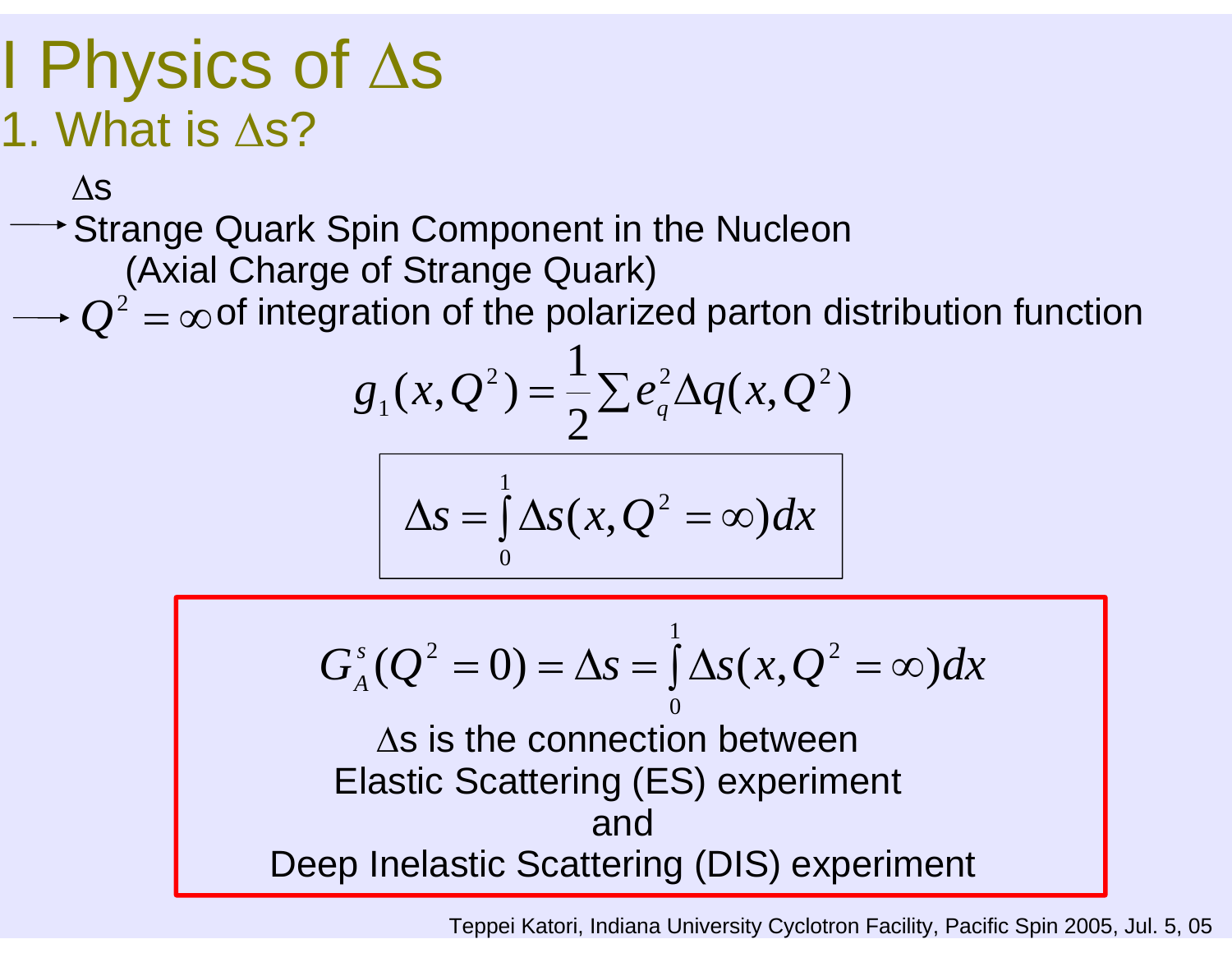# I Physics of Δs

## 1. What is Δs?

Δs

→ Strange Quark Spin Component in the Nucleon (Axial Charge of Strange Quark)

→ $Q^2 = \infty$ of integration of the polarized parton distribution function

$$g_1(x, Q^2) = \frac{1}{2} \sum e_q^2 \Delta q(x, Q^2)$$

$$\Delta s = \int_0^1 \Delta s(x, Q^2 = \infty) dx$$

$$G_A^s(Q^2 = 0) = \Delta s = \int_0^1 \Delta s(x, Q^2 = \infty) dx$$

Δs is the connection between
Elastic Scattering (ES) experiment
and
Deep Inelastic Scattering (DIS) experiment

Teppei Katori, Indiana University Cyclotron Facility, Pacific Spin 2005, Jul. 5, 05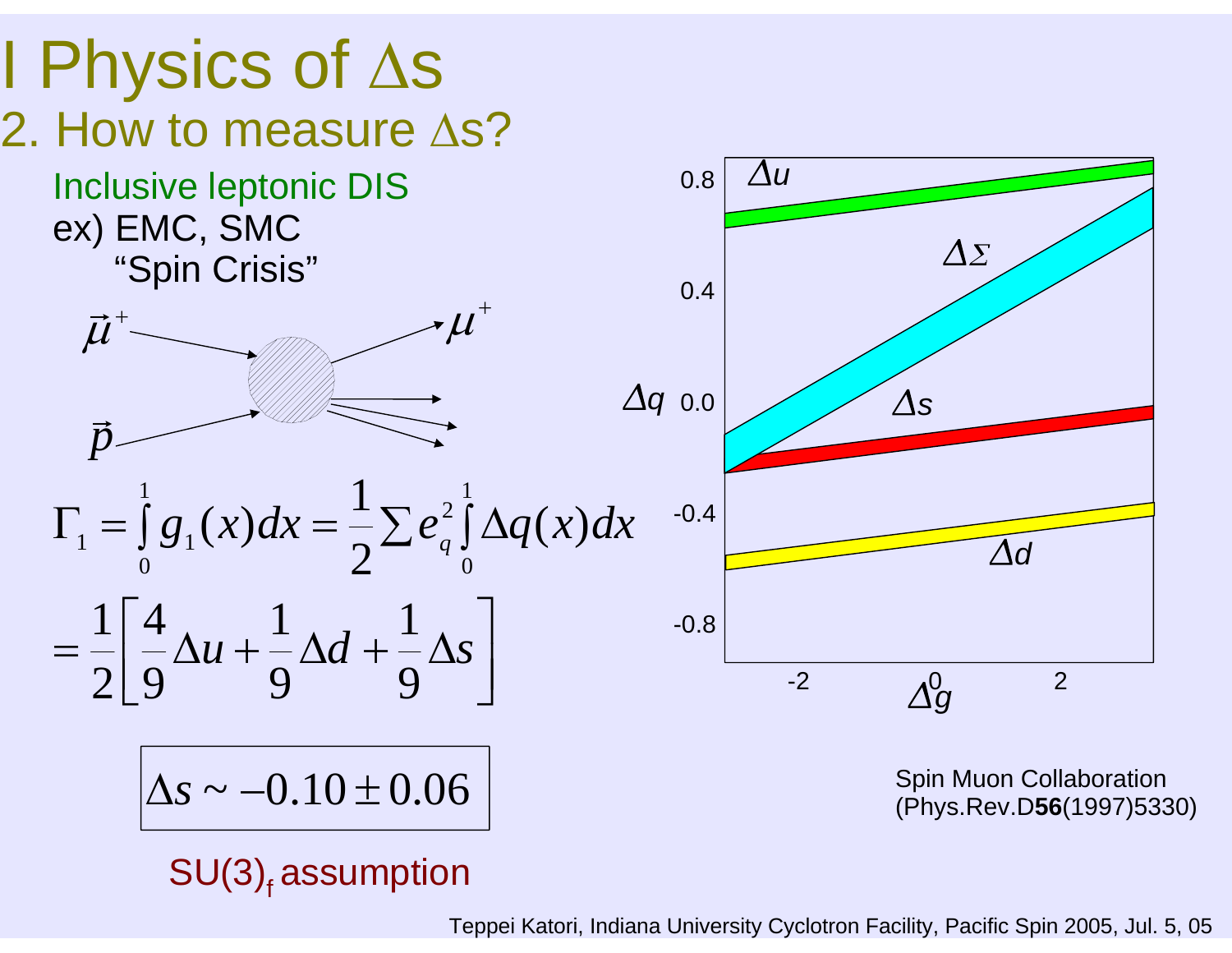# I Physics of Δs

## 2. How to measure Δs?

Inclusive leptonic DIS

ex) EMC, SMC

"Spin Crisis"

$\vec{\mu}^+$ $\mu^+$

$\vec{p}$

$$\Gamma_1 = \int_0^1 g_1(x)dx = \frac{1}{2}\sum e_q^2 \int_0^1 \Delta q(x)dx$$

$$= \frac{1}{2}\left[\frac{4}{9}\Delta u + \frac{1}{9}\Delta d + \frac{1}{9}\Delta s\right]$$

$$\Delta s \sim -0.10 \pm 0.06$$

SU(3)$_f$ assumption

Spin Muon Collaboration (Phys.Rev.D**56**(1997)5330)

Teppei Katori, Indiana University Cyclotron Facility, Pacific Spin 2005, Jul. 5, 05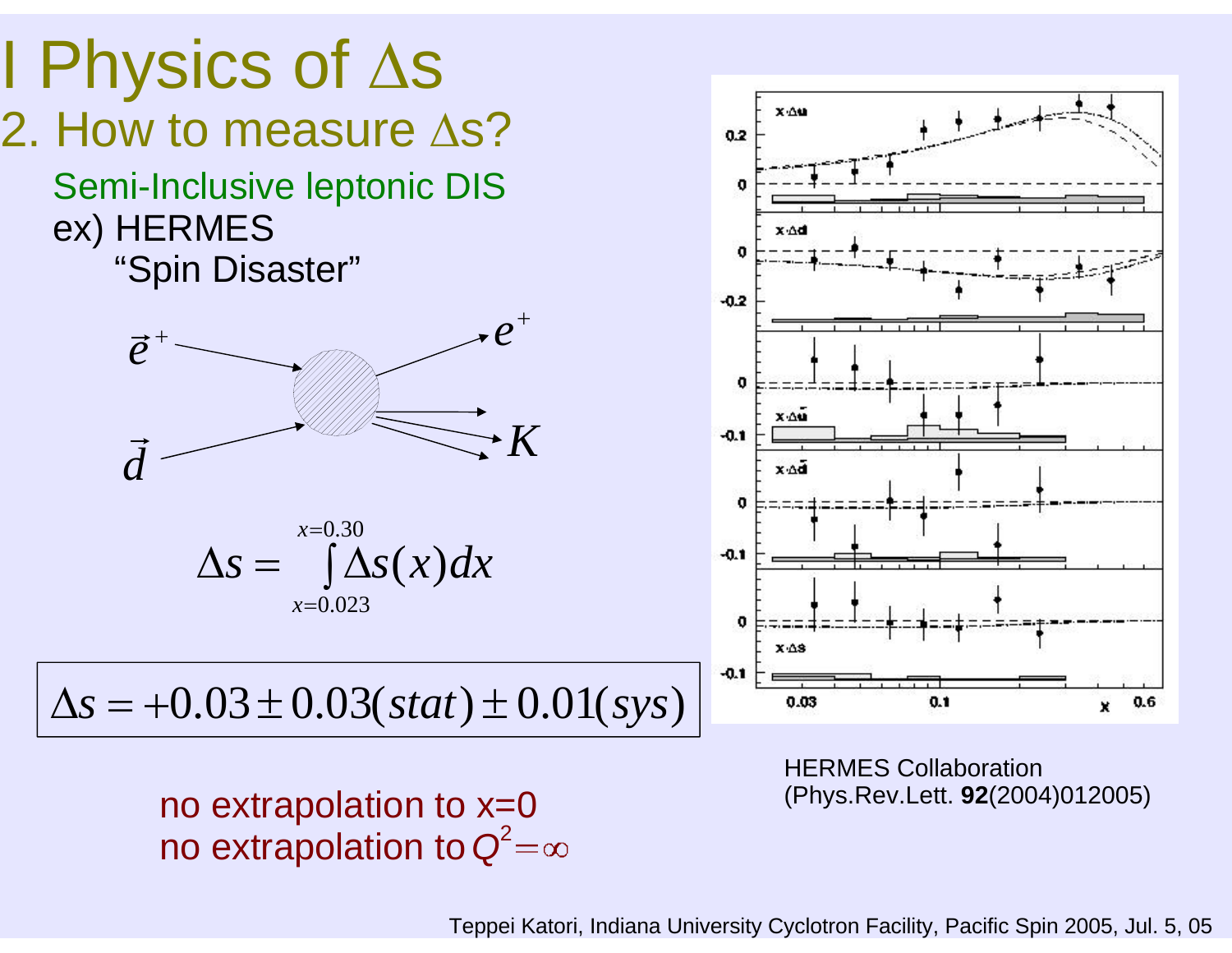# I Physics of $\Delta s$

## 2. How to measure $\Delta s$?

Semi-Inclusive leptonic DIS

ex) HERMES

"Spin Disaster"

$\vec{e}^{+}$ $e^{+}$

$\vec{d}$ $K$

$$\Delta s = \int_{x=0.023}^{x=0.30} \Delta s(x) dx$$

$$\Delta s = +0.03 \pm 0.03(stat) \pm 0.01(sys)$$

no extrapolation to x=0

no extrapolation to $Q^2 = \infty$

HERMES Collaboration (Phys.Rev.Lett. **92**(2004)012005)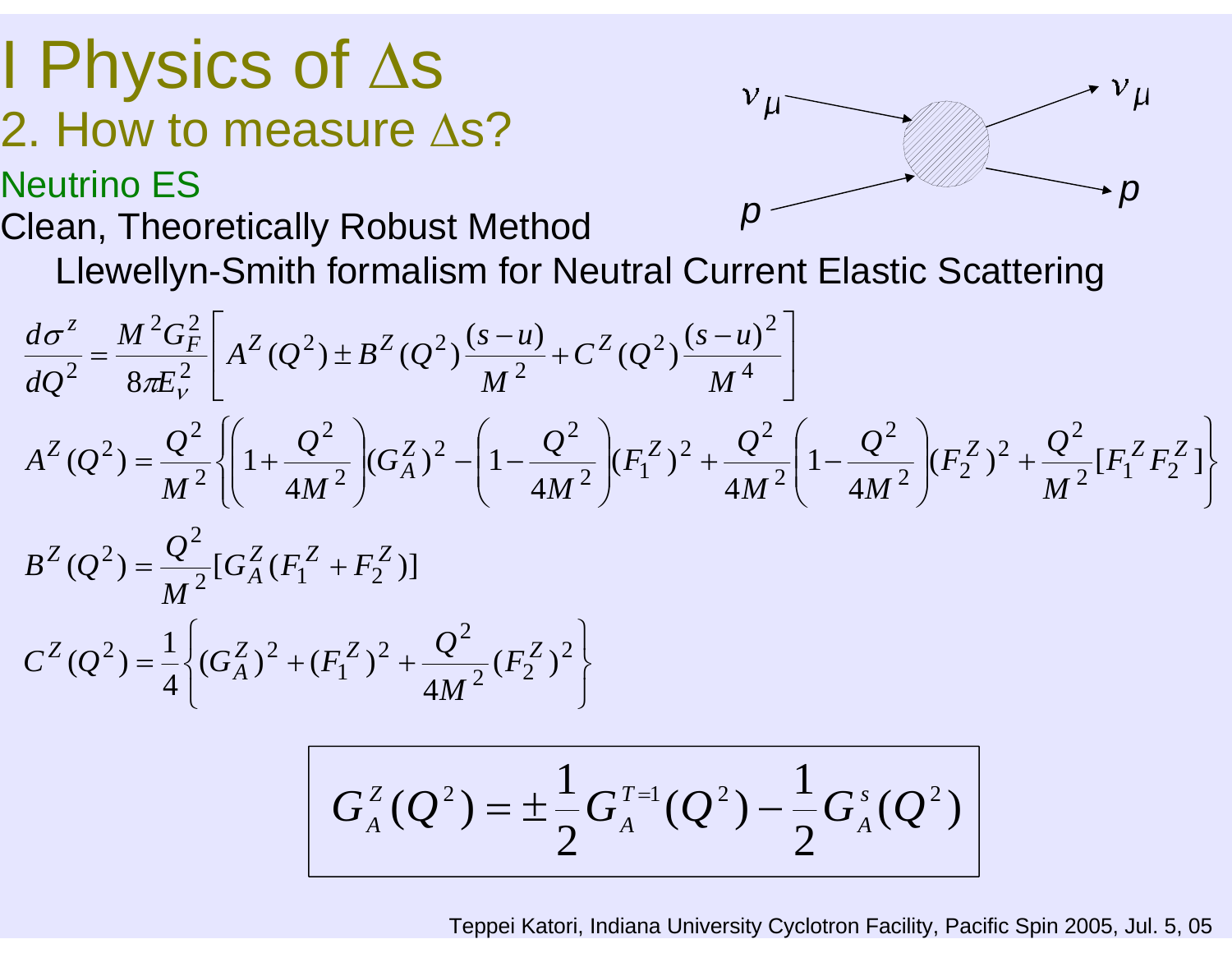# I Physics of Δs

## 2. How to measure Δs?

### Neutrino ES

$\nu_\mu + p \rightarrow \nu_\mu + p$

Clean, Theoretically Robust Method

Llewellyn-Smith formalism for Neutral Current Elastic Scattering

$$\frac{d\sigma^Z}{dQ^2} = \frac{M^2 G_F^2}{8\pi E_\nu^2}\left[ A^Z(Q^2) \pm B^Z(Q^2)\frac{(s-u)}{M^2} + C^Z(Q^2)\frac{(s-u)^2}{M^4}\right]$$

$$A^Z(Q^2) = \frac{Q^2}{M^2}\left\{\left(1+\frac{Q^2}{4M^2}\right)(G_A^Z)^2 - \left(1-\frac{Q^2}{4M^2}\right)(F_1^Z)^2 + \frac{Q^2}{4M^2}\left(1-\frac{Q^2}{4M^2}\right)(F_2^Z)^2 + \frac{Q^2}{M^2}[F_1^Z F_2^Z]\right\}$$

$$B^Z(Q^2) = \frac{Q^2}{M^2}[G_A^Z(F_1^Z + F_2^Z)]$$

$$C^Z(Q^2) = \frac{1}{4}\left\{(G_A^Z)^2 + (F_1^Z)^2 + \frac{Q^2}{4M^2}(F_2^Z)^2\right\}$$

$$G_A^Z(Q^2) = \pm\frac{1}{2}G_A^{T=1}(Q^2) - \frac{1}{2}G_A^s(Q^2)$$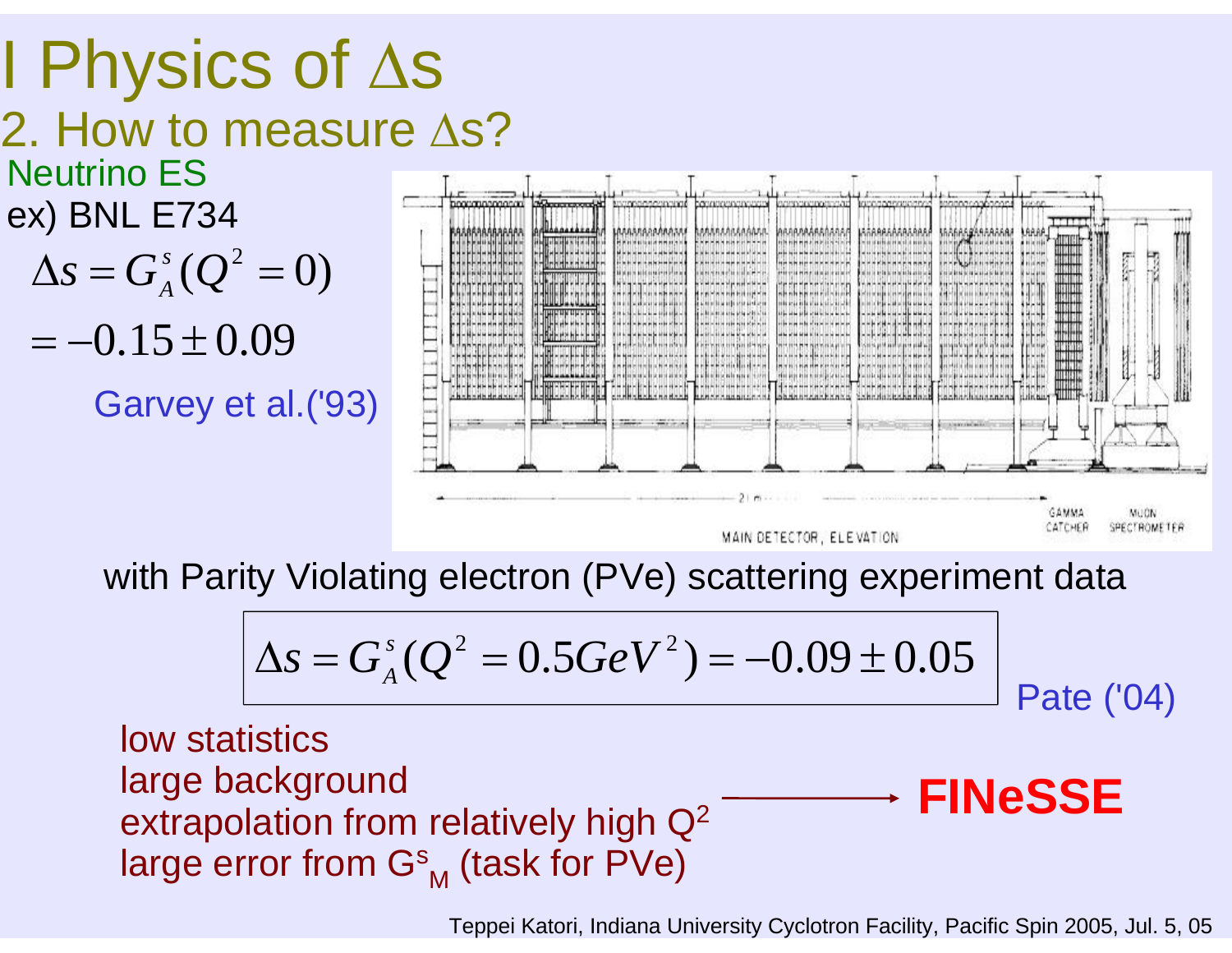# I Physics of Δs

## 2. How to measure Δs?

Neutrino ES

ex) BNL E734

$$\Delta s = G_A^s(Q^2 = 0)$$

$$= -0.15 \pm 0.09$$

Garvey et al.('93)

with Parity Violating electron (PVe) scattering experiment data

$$\Delta s = G_A^s(Q^2 = 0.5GeV^2) = -0.09 \pm 0.05$$

Pate ('04)

- low statistics
- large background
- extrapolation from relatively high $Q^2$
- large error from $G^s_M$ (task for PVe)

→ **FINeSSE**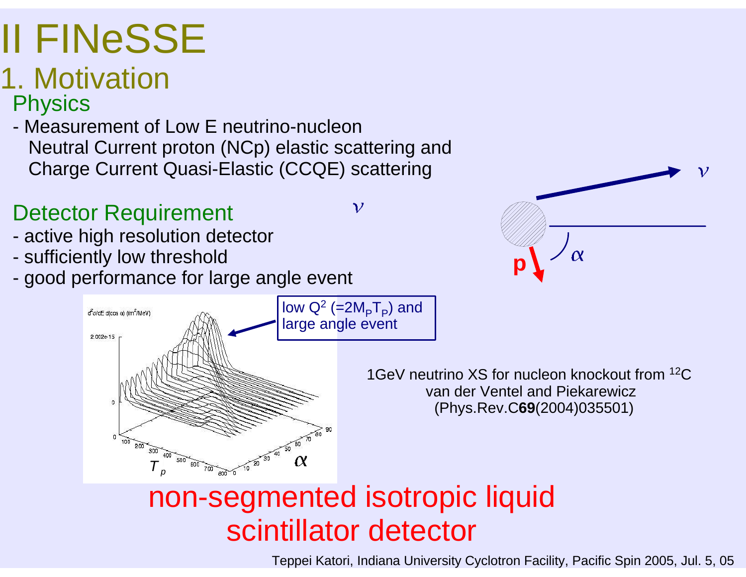# II FINeSSE

## 1. Motivation

### Physics

- Measurement of Low E neutrino-nucleon Neutral Current proton (NCp) elastic scattering and Charge Current Quasi-Elastic (CCQE) scattering

### Detector Requirement

- active high resolution detector
- sufficiently low threshold
- good performance for large angle event

low $Q^2$ ($=2M_P T_P$) and large angle event

1GeV neutrino XS for nucleon knockout from $^{12}C$
van der Ventel and Piekarewicz
(Phys.Rev.C**69**(2004)035501)

**non-segmented isotropic liquid scintillator detector**

Teppei Katori, Indiana University Cyclotron Facility, Pacific Spin 2005, Jul. 5, 05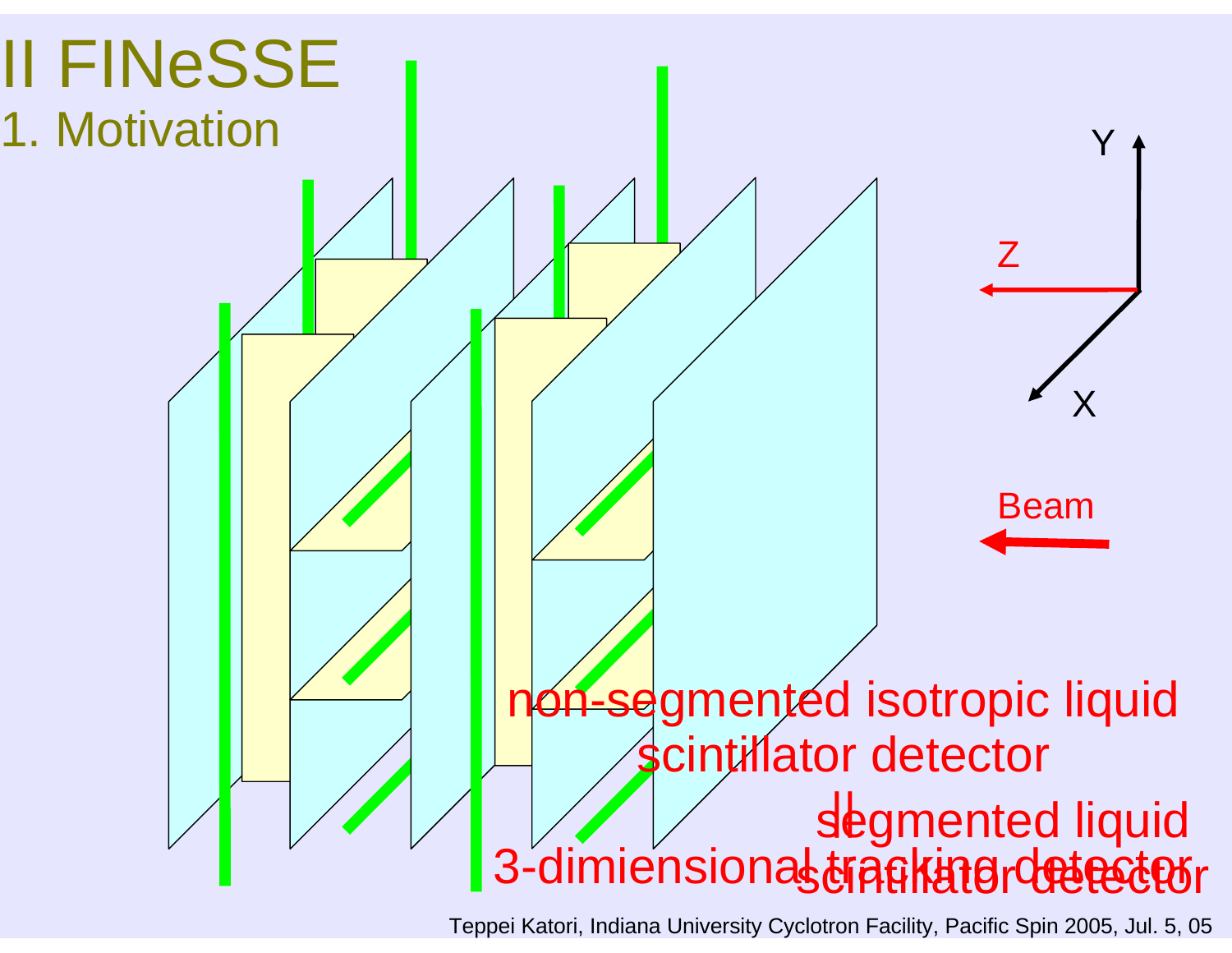# II FINeSSE

## 1. Motivation

Y

Z

X

Beam

non-segmented isotropic liquid scintillator detector

||

segmented liquid scintillator detector

3-dimiensional tracking detector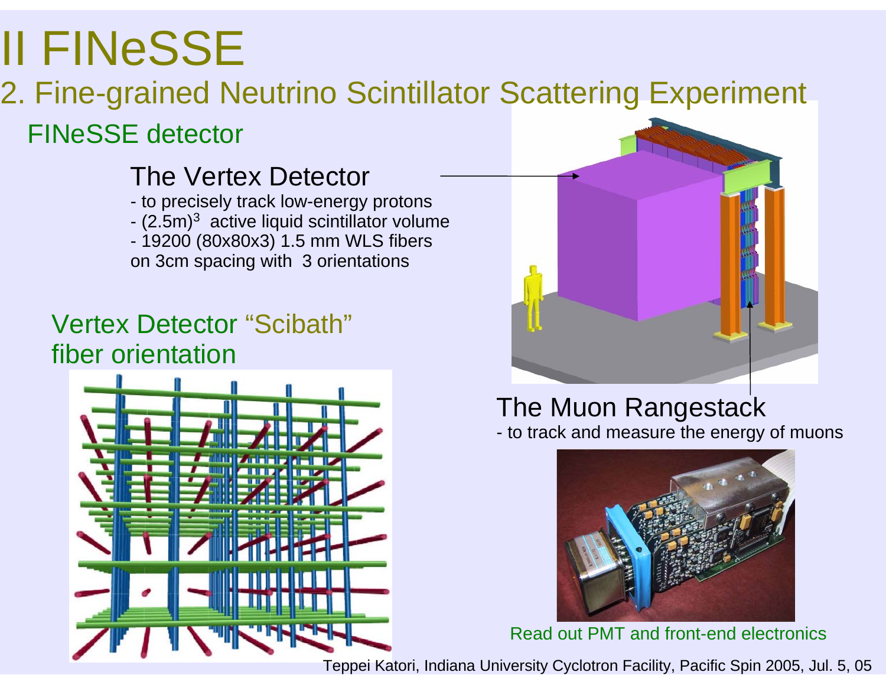# II FINeSSE

## 2. Fine-grained Neutrino Scintillator Scattering Experiment

### FINeSSE detector

**The Vertex Detector**

- to precisely track low-energy protons
- $(2.5\text{m})^3$ active liquid scintillator volume
- 19200 (80x80x3) 1.5 mm WLS fibers on 3cm spacing with 3 orientations

**Vertex Detector "Scibath" fiber orientation**

**The Muon Rangestack**

- to track and measure the energy of muons

Read out PMT and front-end electronics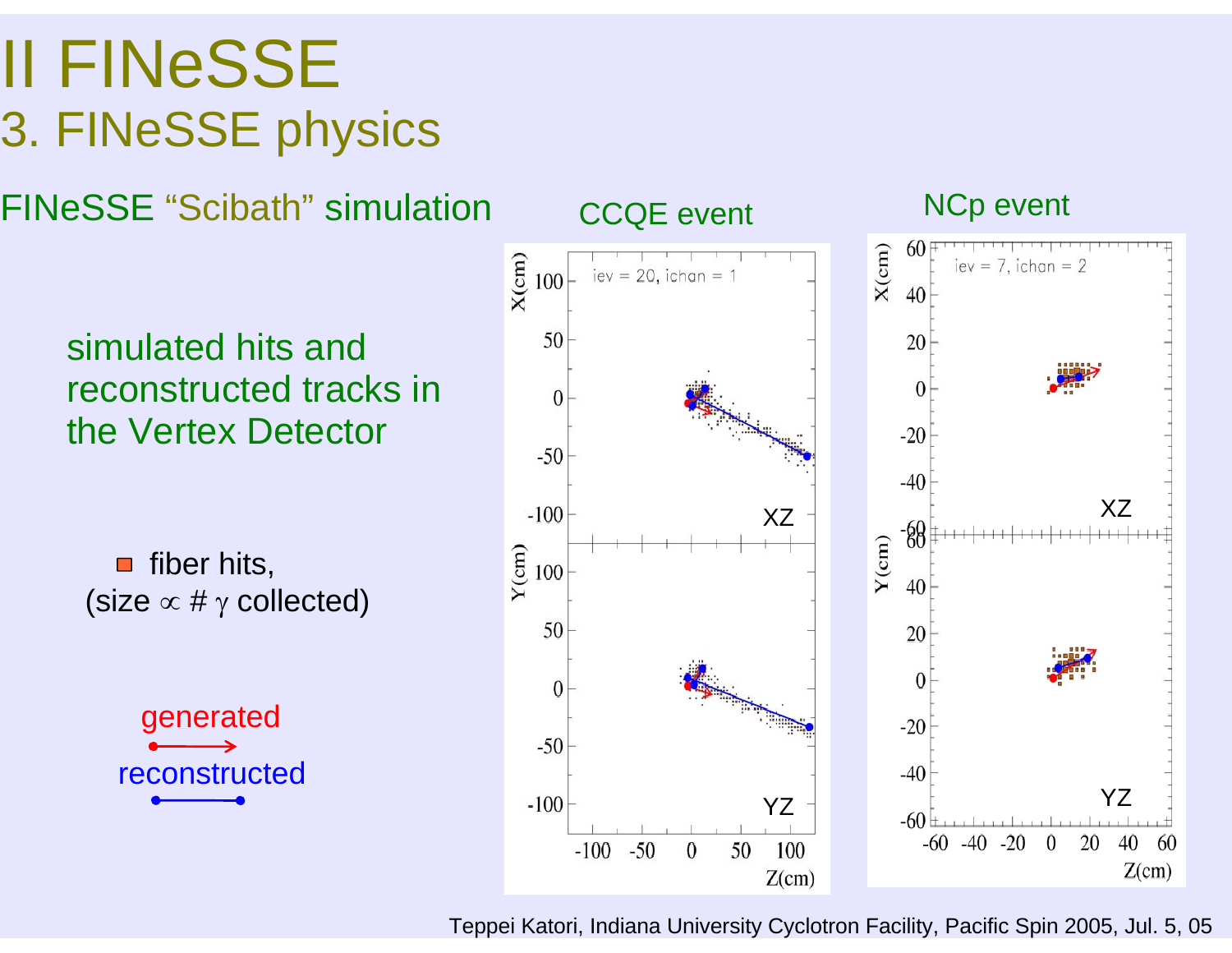# II FINeSSE

## 3. FINeSSE physics

### FINeSSE "Scibath" simulation

simulated hits and reconstructed tracks in the Vertex Detector

■ fiber hits,
(size $\propto$ # $\gamma$ collected)

generated

reconstructed

CCQE event

NCp event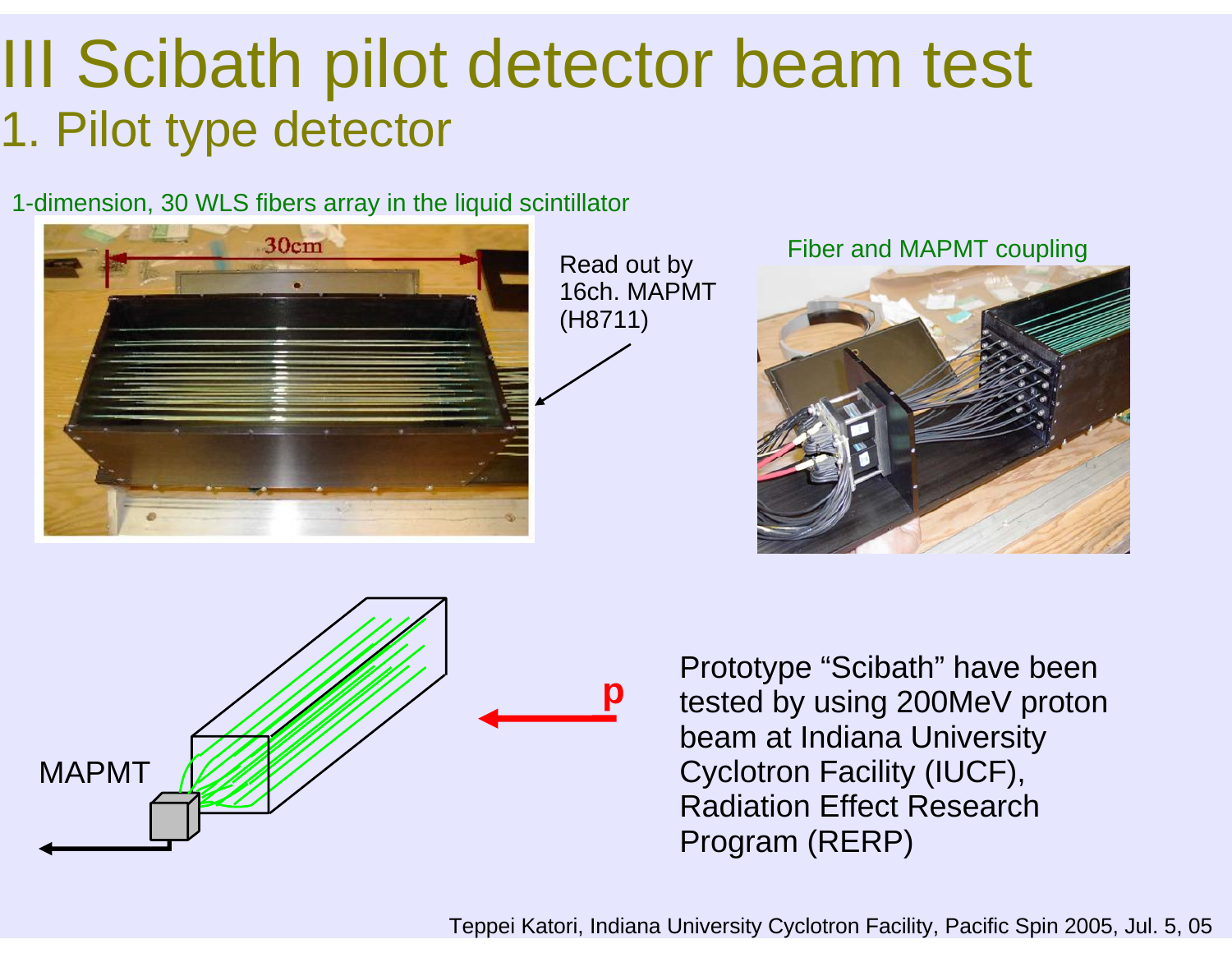# III Scibath pilot detector beam test

## 1. Pilot type detector

1-dimension, 30 WLS fibers array in the liquid scintillator

30cm

Read out by 16ch. MAPMT (H8711)

Fiber and MAPMT coupling

MAPMT

p

Prototype "Scibath" have been tested by using 200MeV proton beam at Indiana University Cyclotron Facility (IUCF), Radiation Effect Research Program (RERP)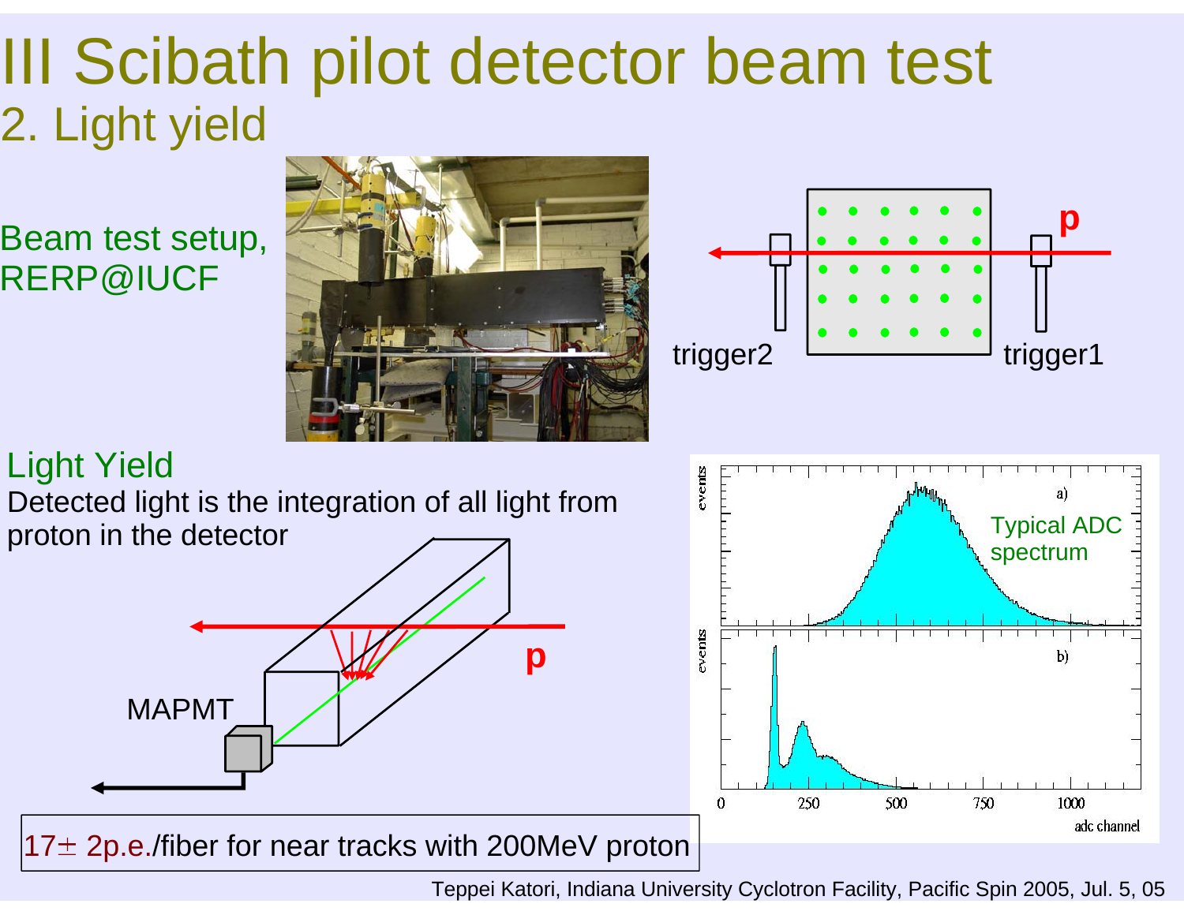# III Scibath pilot detector beam test

## 2. Light yield

Beam test setup, RERP@IUCF

trigger2 trigger1 p

### Light Yield

Detected light is the integration of all light from proton in the detector

MAPMT p

Typical ADC spectrum

17± 2p.e./fiber for near tracks with 200MeV proton

Teppei Katori, Indiana University Cyclotron Facility, Pacific Spin 2005, Jul. 5, 05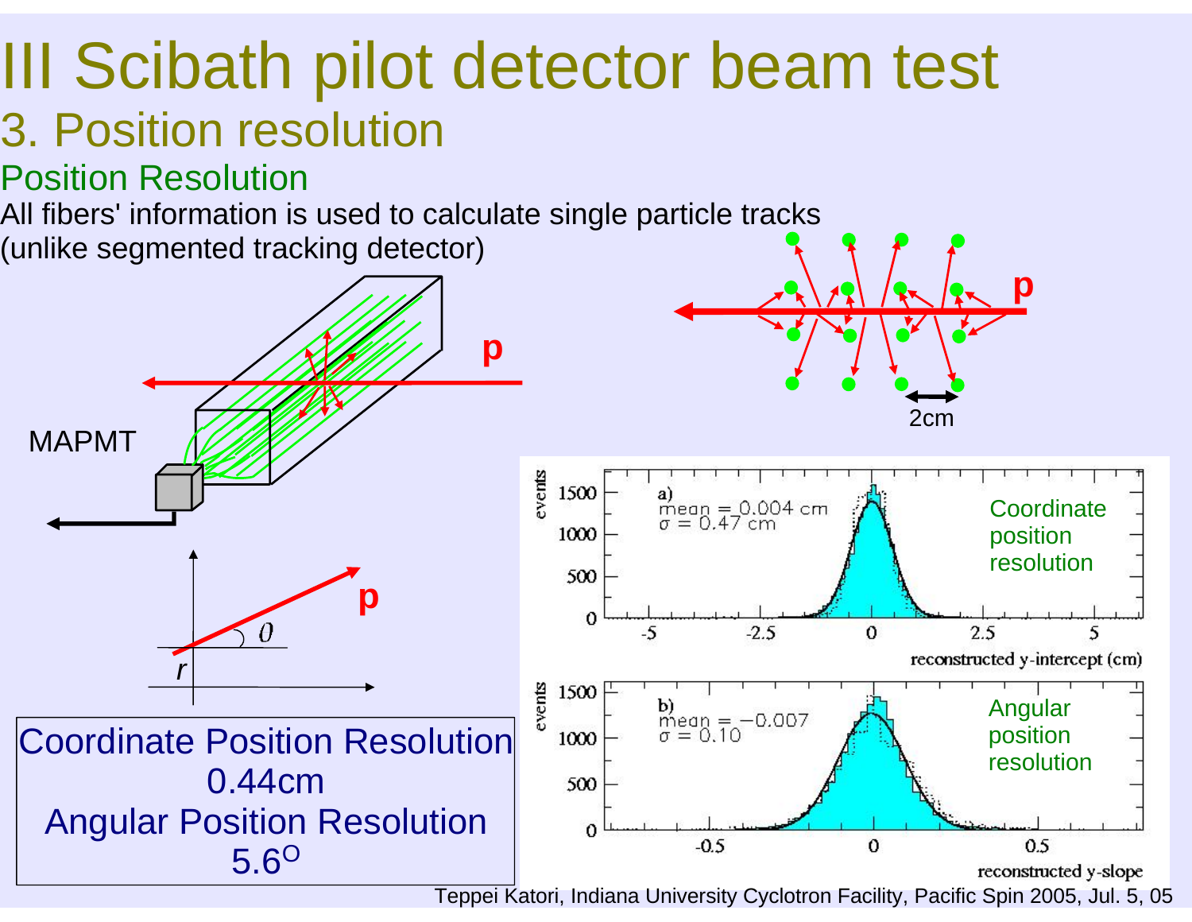# III Scibath pilot detector beam test

## 3. Position resolution

### Position Resolution

All fibers' information is used to calculate single particle tracks (unlike segmented tracking detector)

p

MAPMT

p

2cm

p

$r$ $\theta$

Coordinate position resolution

a) mean = 0.004 cm, σ = 0.47 cm

reconstructed y-intercept (cm)

Angular position resolution

b) mean = −0.007, σ = 0.10

reconstructed y-slope

Coordinate Position Resolution
0.44cm
Angular Position Resolution
5.6°

Teppei Katori, Indiana University Cyclotron Facility, Pacific Spin 2005, Jul. 5, 05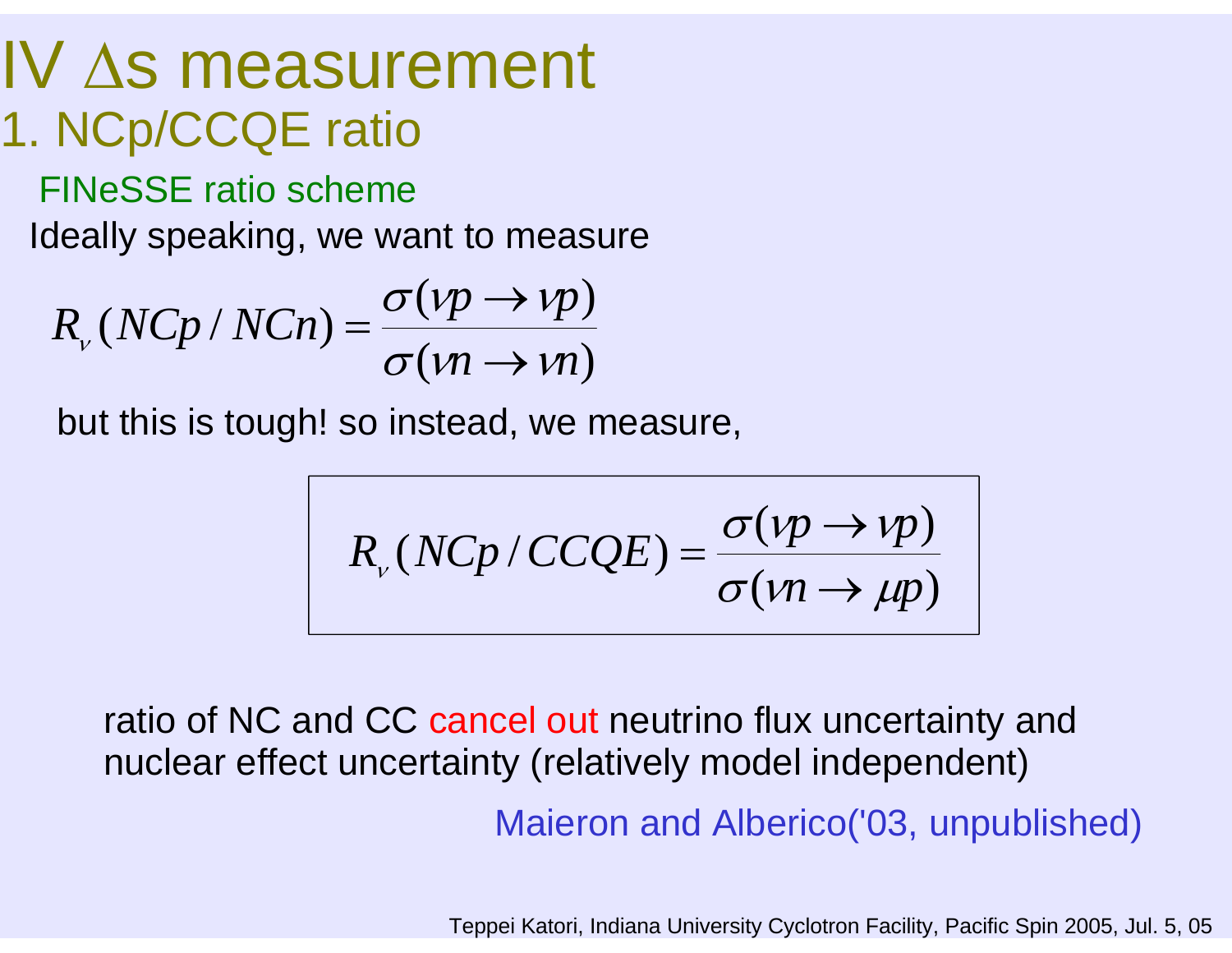# IV $\Delta s$ measurement

## 1. NCp/CCQE ratio

### FINeSSE ratio scheme

Ideally speaking, we want to measure

$$R_\nu(NCp/NCn) = \frac{\sigma(\nu p \to \nu p)}{\sigma(\nu n \to \nu n)}$$

but this is tough! so instead, we measure,

$$R_\nu(NCp/CCQE) = \frac{\sigma(\nu p \to \nu p)}{\sigma(\nu n \to \mu p)}$$

ratio of NC and CC cancel out neutrino flux uncertainty and nuclear effect uncertainty (relatively model independent)

Maieron and Alberico('03, unpublished)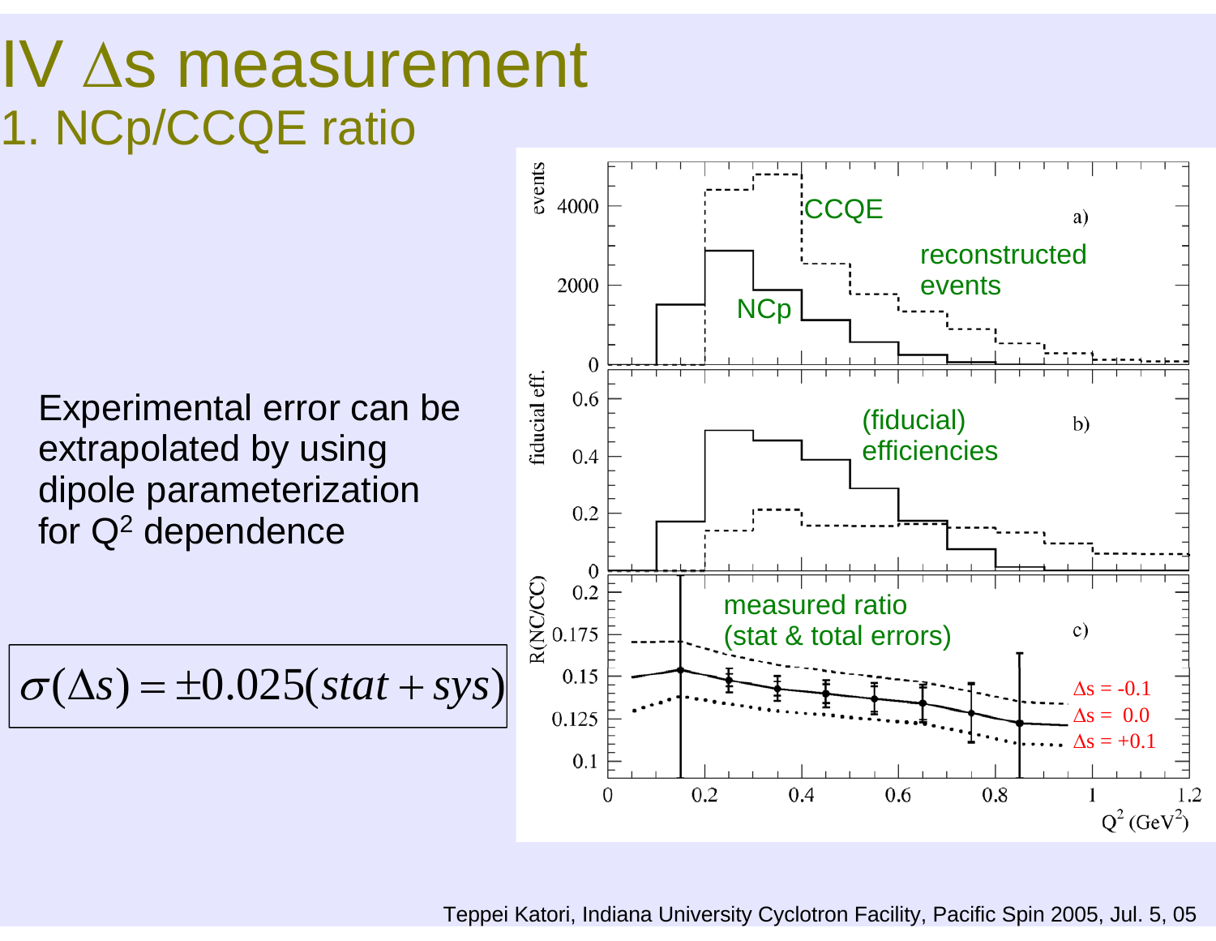# IV Δs measurement

## 1. NCp/CCQE ratio

Experimental error can be extrapolated by using dipole parameterization for $Q^2$ dependence

$$\sigma(\Delta s) = \pm 0.025(stat + sys)$$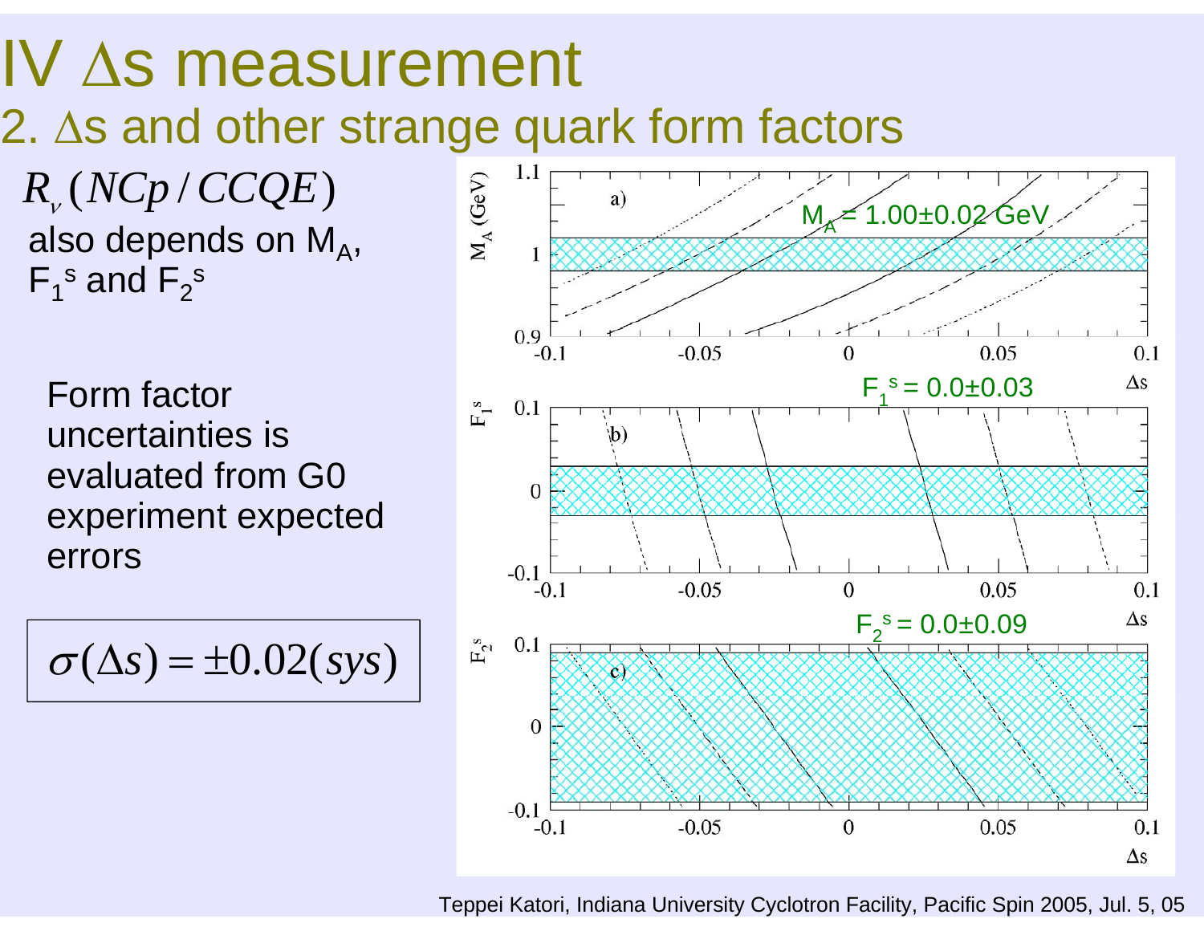# IV $\Delta$s measurement

## 2. $\Delta$s and other strange quark form factors

$R_\nu(NCp/CCQE)$ also depends on $M_A$, $F_1^s$ and $F_2^s$

Form factor uncertainties is evaluated from G0 experiment expected errors

$$\sigma(\Delta s) = \pm 0.02(sys)$$

$M_A = 1.00 \pm 0.02$ GeV

$F_1^s = 0.0 \pm 0.03$

$F_2^s = 0.0 \pm 0.09$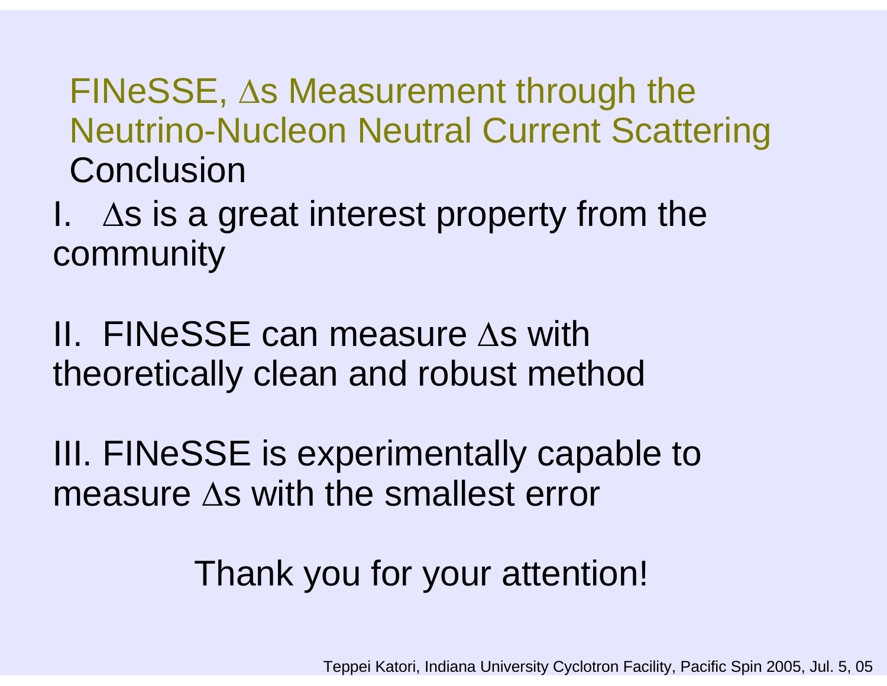# FINeSSE, $\Delta s$ Measurement through the Neutrino-Nucleon Neutral Current Scattering

## Conclusion

I. $\Delta s$ is a great interest property from the community

II. FINeSSE can measure $\Delta s$ with theoretically clean and robust method

III. FINeSSE is experimentally capable to measure $\Delta s$ with the smallest error

Thank you for your attention!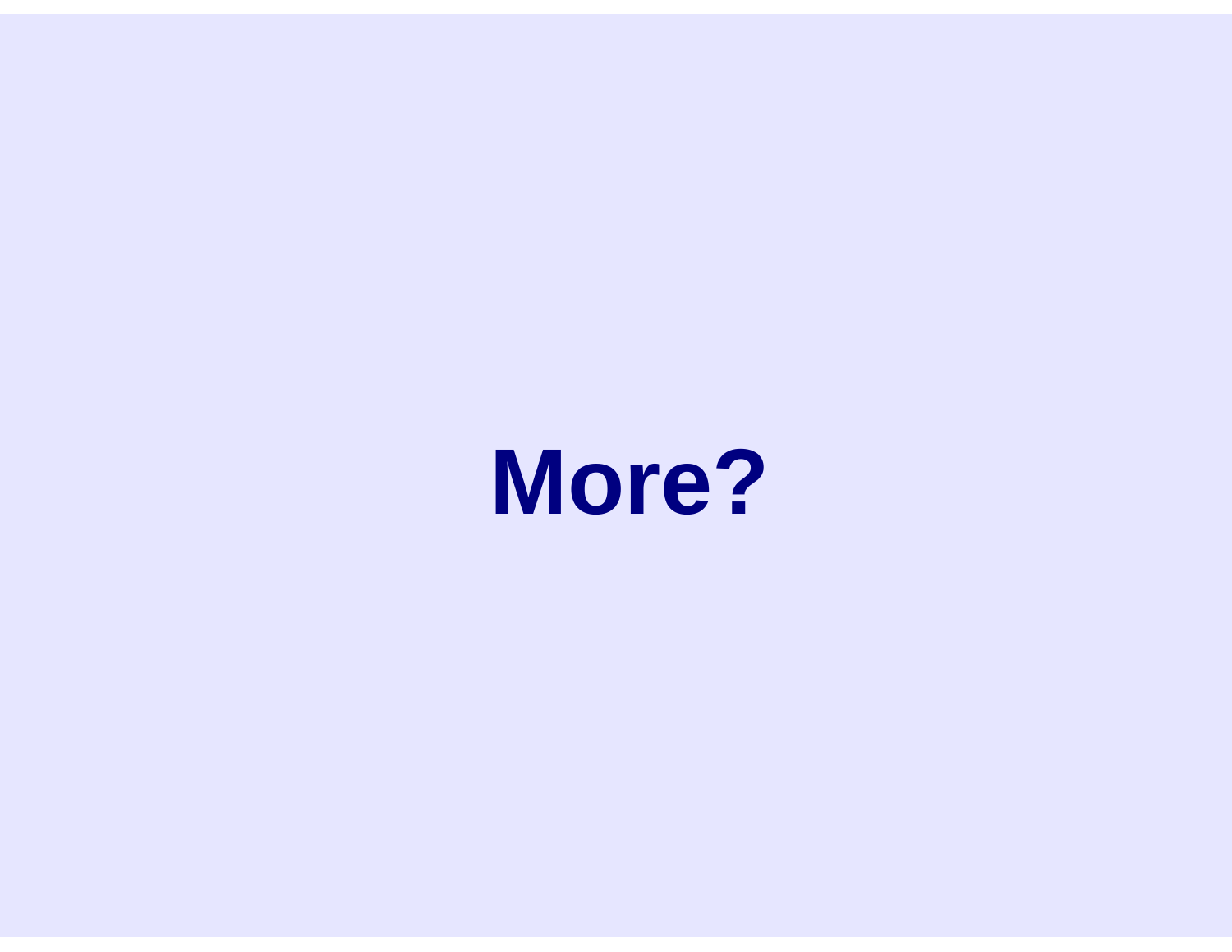# More?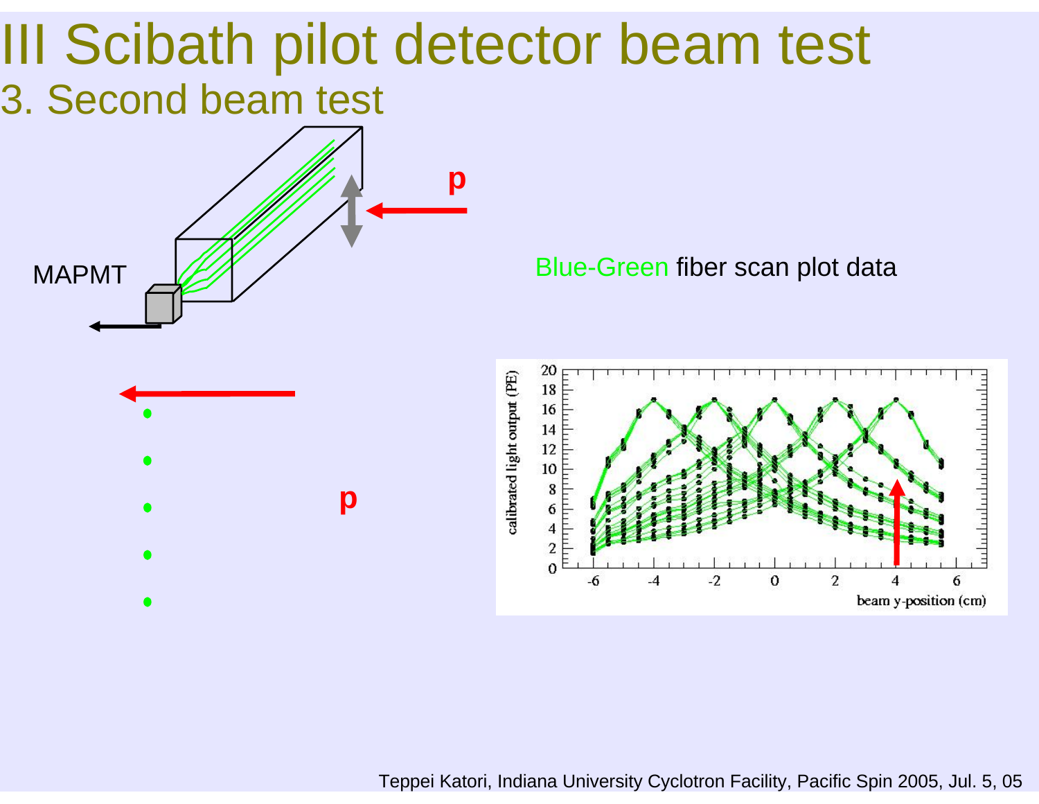# III Scibath pilot detector beam test

## 3. Second beam test

MAPMT

p

p

Blue-Green fiber scan plot data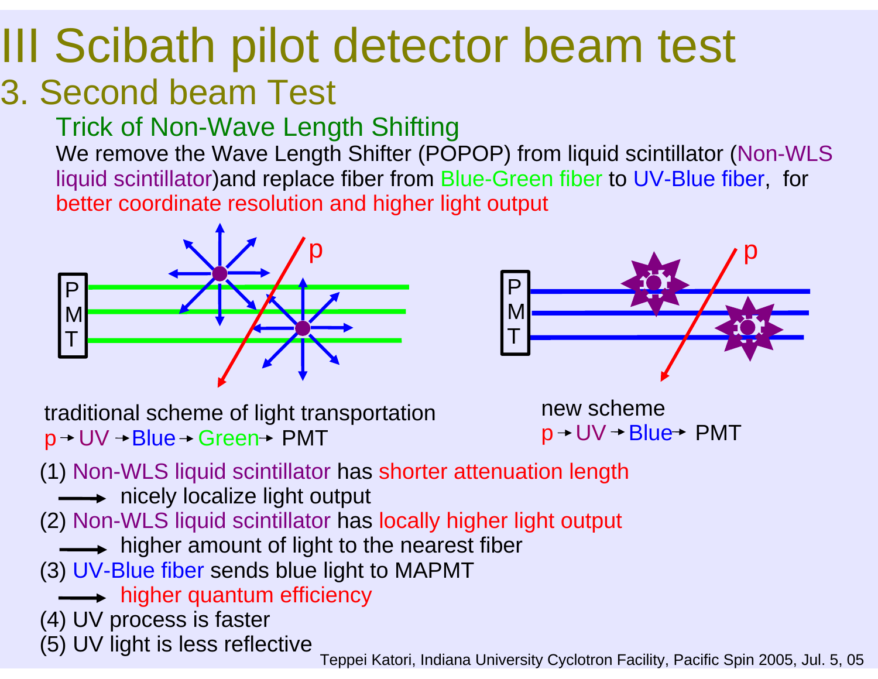# III Scibath pilot detector beam test

## 3. Second beam Test

### Trick of Non-Wave Length Shifting

We remove the Wave Length Shifter (POPOP) from liquid scintillator (Non-WLS liquid scintillator)and replace fiber from Blue-Green fiber to UV-Blue fiber, for better coordinate resolution and higher light output

traditional scheme of light transportation
p → UV → Blue → Green → PMT

new scheme
p → UV → Blue → PMT

(1) Non-WLS liquid scintillator has shorter attenuation length
→ nicely localize light output

(2) Non-WLS liquid scintillator has locally higher light output
→ higher amount of light to the nearest fiber

(3) UV-Blue fiber sends blue light to MAPMT
→ higher quantum efficiency

(4) UV process is faster

(5) UV light is less reflective

Teppei Katori, Indiana University Cyclotron Facility, Pacific Spin 2005, Jul. 5, 05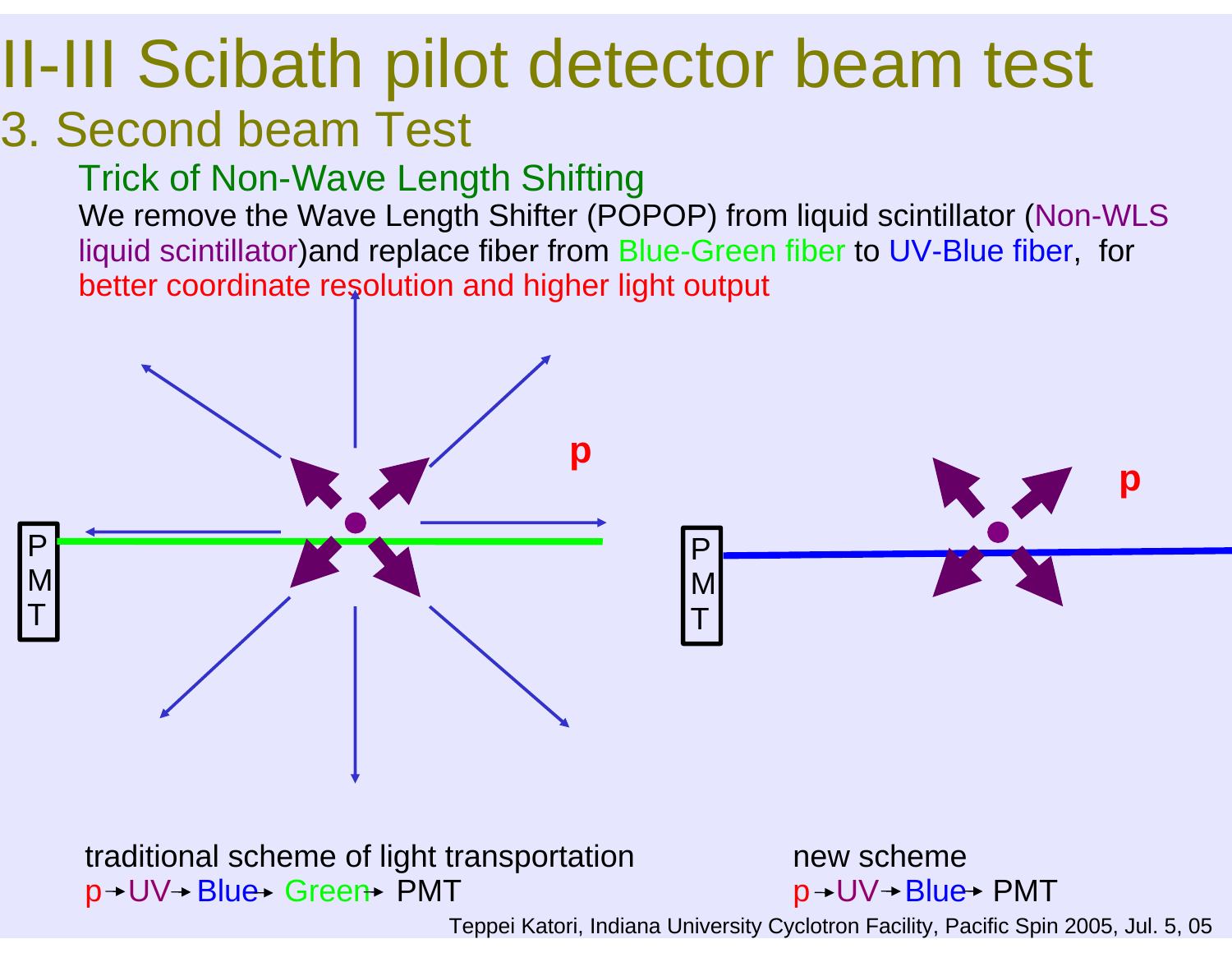# II-III Scibath pilot detector beam test

## 3. Second beam Test

### Trick of Non-Wave Length Shifting

We remove the Wave Length Shifter (POPOP) from liquid scintillator (Non-WLS liquid scintillator)and replace fiber from Blue-Green fiber to UV-Blue fiber, for better coordinate resolution and higher light output

p

PMT

p

PMT

traditional scheme of light transportation

p → UV → Blue → Green → PMT

new scheme

p → UV → Blue → PMT

Teppei Katori, Indiana University Cyclotron Facility, Pacific Spin 2005, Jul. 5, 05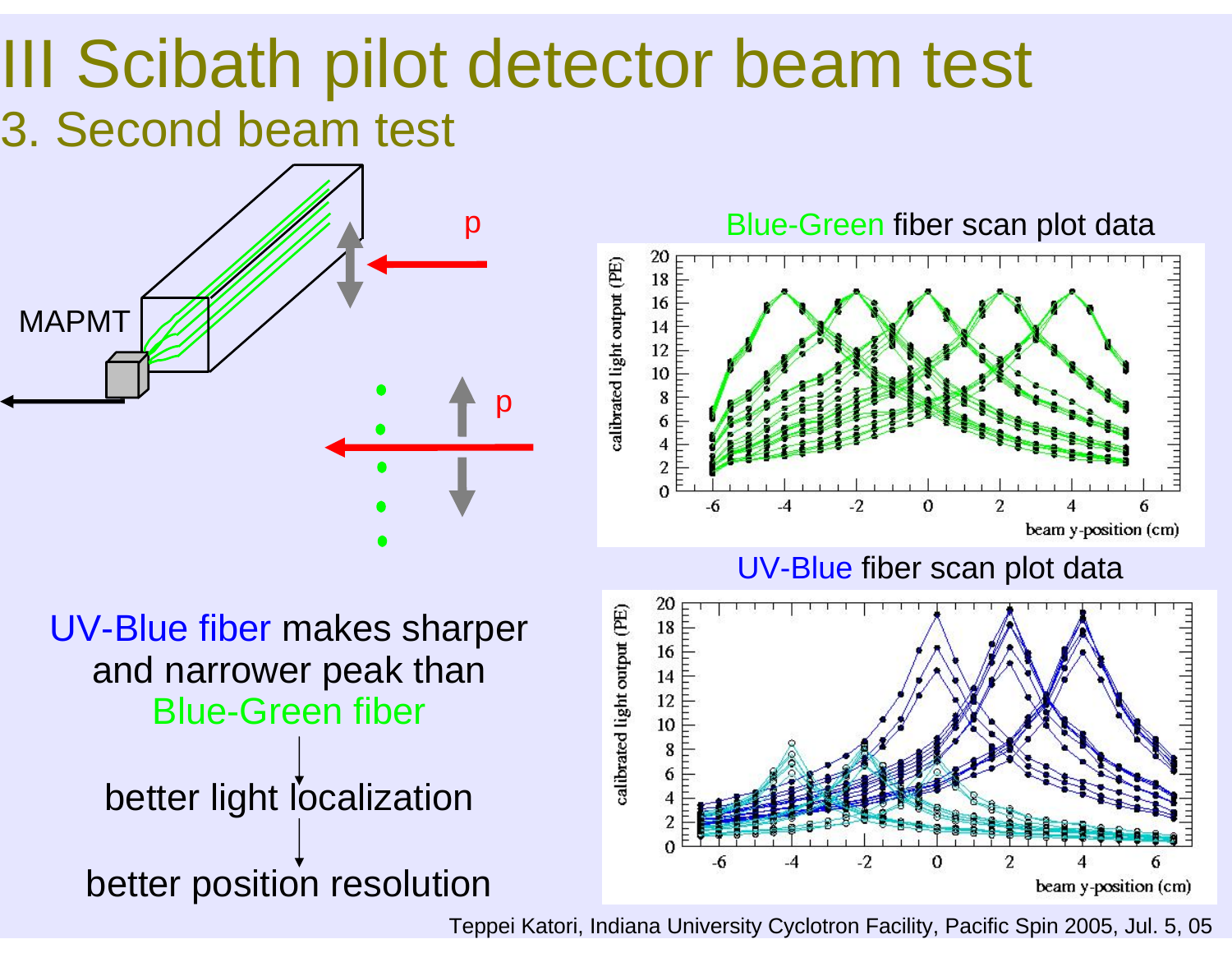# III Scibath pilot detector beam test

## 3. Second beam test

MAPMT

p

p

Blue-Green fiber scan plot data

UV-Blue fiber scan plot data

UV-Blue fiber makes sharper and narrower peak than Blue-Green fiber

↓

better light localization

↓

better position resolution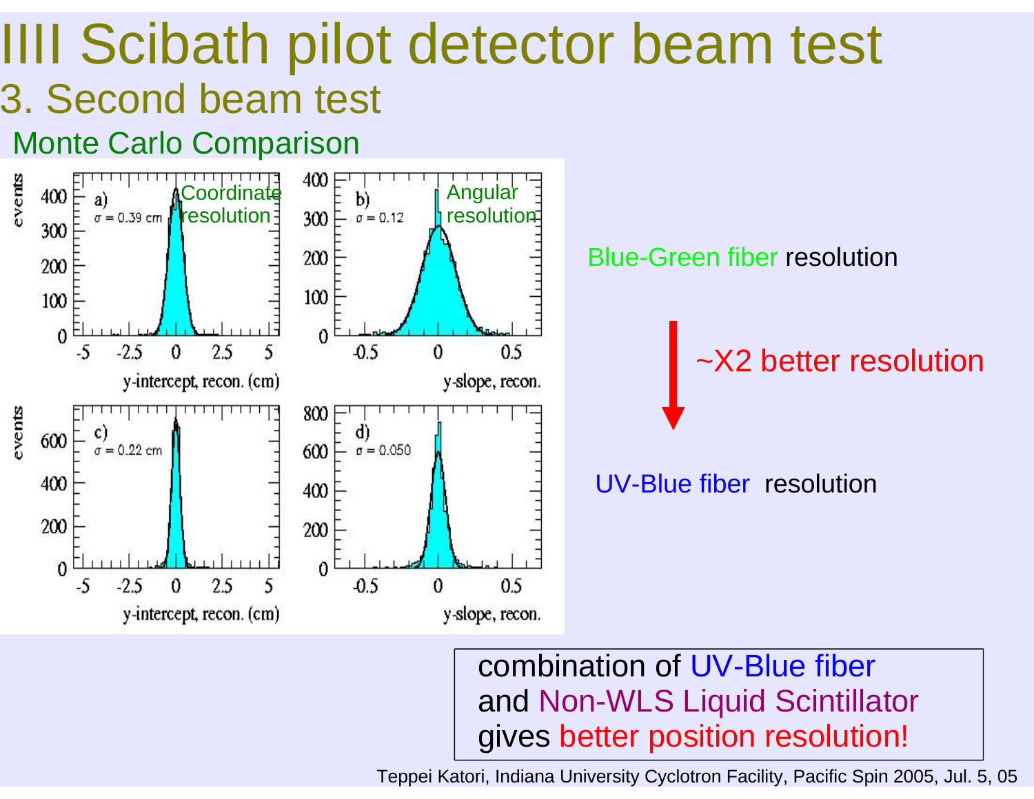# IIII Scibath pilot detector beam test

## 3. Second beam test

### Monte Carlo Comparison

a)
$\sigma = 0.39$ cm
Coordinate resolution
events
400
300
200
100
0
-5 -2.5 0 2.5 5
y-intercept, recon. (cm)

b)
$\sigma = 0.12$
Angular resolution
400
300
200
100
0
-0.5 0 0.5
y-slope, recon.

c)
$\sigma = 0.22$ cm
events
600
400
200
0
-5 -2.5 0 2.5 5
y-intercept, recon. (cm)

d)
$\sigma = 0.050$
800
600
400
200
0
-0.5 0 0.5
y-slope, recon.

Blue-Green fiber resolution

~X2 better resolution

UV-Blue fiber resolution

combination of UV-Blue fiber
and Non-WLS Liquid Scintillator
gives better position resolution!